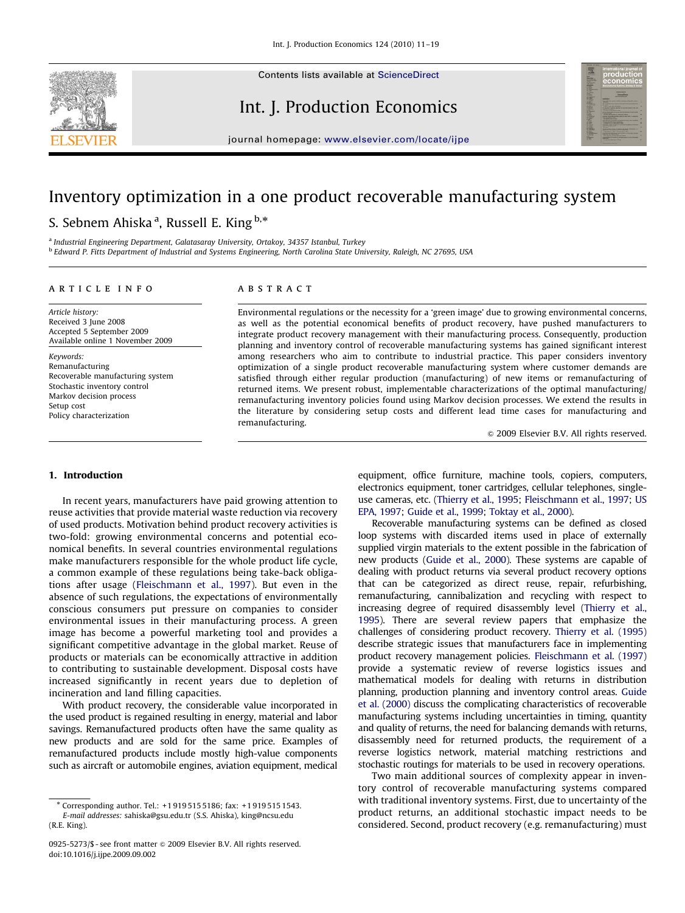# Inventory optimization in a one product recoverable manufacturing system

S. Sebnem Ahiska [a], Russell E. King [b,*]

[a] Industrial Engineering Department, Galatasaray University, Ortakoy, 34357 Istanbul, Turkey
[b] Edward P. Fitts Department of Industrial and Systems Engineering, North Carolina State University, Raleigh, NC 27695, USA

## ARTICLE INFO

*Article history:*
Received 3 June 2008
Accepted 5 September 2009
Available online 1 November 2009

*Keywords:*
Remanufacturing
Recoverable manufacturing system
Stochastic inventory control
Markov decision process
Setup cost
Policy characterization

## ABSTRACT

Environmental regulations or the necessity for a 'green image' due to growing environmental concerns, as well as the potential economical benefits of product recovery, have pushed manufacturers to integrate product recovery management with their manufacturing process. Consequently, production planning and inventory control of recoverable manufacturing systems has gained significant interest among researchers who aim to contribute to industrial practice. This paper considers inventory optimization of a single product recoverable manufacturing system where customer demands are satisfied through either regular production (manufacturing) of new items or remanufacturing of returned items. We present robust, implementable characterizations of the optimal manufacturing/remanufacturing inventory policies found using Markov decision processes. We extend the results in the literature by considering setup costs and different lead time cases for manufacturing and remanufacturing.

© 2009 Elsevier B.V. All rights reserved.

## 1. Introduction

In recent years, manufacturers have paid growing attention to reuse activities that provide material waste reduction via recovery of used products. Motivation behind product recovery activities is two-fold: growing environmental concerns and potential economical benefits. In several countries environmental regulations make manufacturers responsible for the whole product life cycle, a common example of these regulations being take-back obligations after usage (Fleischmann et al., 1997). But even in the absence of such regulations, the expectations of environmentally conscious consumers put pressure on companies to consider environmental issues in their manufacturing process. A green image has become a powerful marketing tool and provides a significant competitive advantage in the global market. Reuse of products or materials can be economically attractive in addition to contributing to sustainable development. Disposal costs have increased significantly in recent years due to depletion of incineration and land filling capacities.

With product recovery, the considerable value incorporated in the used product is regained resulting in energy, material and labor savings. Remanufactured products often have the same quality as new products and are sold for the same price. Examples of remanufactured products include mostly high-value components such as aircraft or automobile engines, aviation equipment, medical equipment, office furniture, machine tools, copiers, computers, electronics equipment, toner cartridges, cellular telephones, single-use cameras, etc. (Thierry et al., 1995; Fleischmann et al., 1997; US EPA, 1997; Guide et al., 1999; Toktay et al., 2000).

Recoverable manufacturing systems can be defined as closed loop systems with discarded items used in place of externally supplied virgin materials to the extent possible in the fabrication of new products (Guide et al., 2000). These systems are capable of dealing with product returns via several product recovery options that can be categorized as direct reuse, repair, refurbishing, remanufacturing, cannibalization and recycling with respect to increasing degree of required disassembly level (Thierry et al., 1995). There are several review papers that emphasize the challenges of considering product recovery. Thierry et al. (1995) describe strategic issues that manufacturers face in implementing product recovery management policies. Fleischmann et al. (1997) provide a systematic review of reverse logistics issues and mathematical models for dealing with returns in distribution planning, production planning and inventory control areas. Guide et al. (2000) discuss the complicating characteristics of recoverable manufacturing systems including uncertainties in timing, quantity and quality of returns, the need for balancing demands with returns, disassembly need for returned products, the requirement of a reverse logistics network, material matching restrictions and stochastic routings for materials to be used in recovery operations.

Two main additional sources of complexity appear in inventory control of recoverable manufacturing systems compared with traditional inventory systems. First, due to uncertainty of the product returns, an additional stochastic impact needs to be considered. Second, product recovery (e.g. remanufacturing) must

* Corresponding author. Tel.: +1 919 515 5186; fax: +1 919 515 1543.
*E-mail addresses:* sahiska@gsu.edu.tr (S.S. Ahiska), king@ncsu.edu (R.E. King).

0925-5273/$ - see front matter © 2009 Elsevier B.V. All rights reserved.
doi:10.1016/j.ijpe.2009.09.002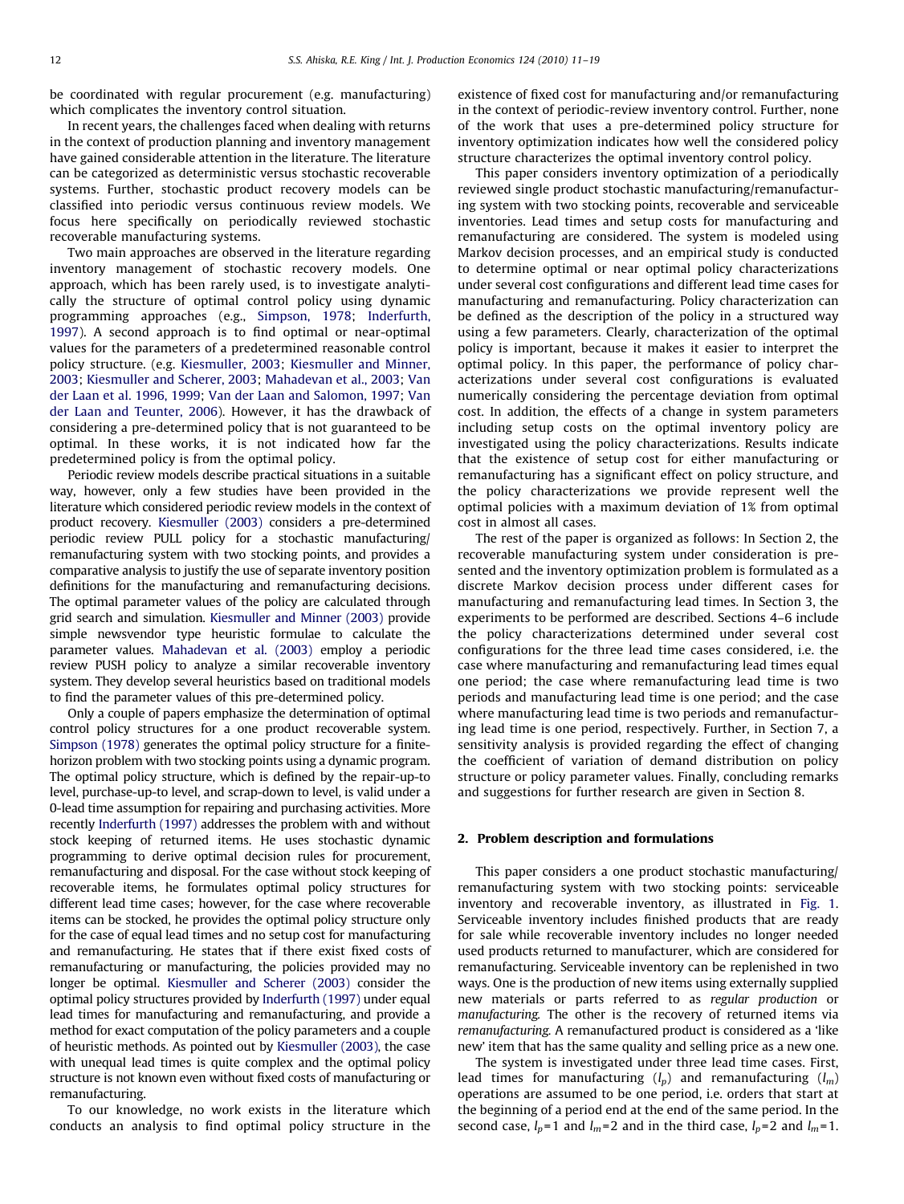be coordinated with regular procurement (e.g. manufacturing) which complicates the inventory control situation.

In recent years, the challenges faced when dealing with returns in the context of production planning and inventory management have gained considerable attention in the literature. The literature can be categorized as deterministic versus stochastic recoverable systems. Further, stochastic product recovery models can be classified into periodic versus continuous review models. We focus here specifically on periodically reviewed stochastic recoverable manufacturing systems.

Two main approaches are observed in the literature regarding inventory management of stochastic recovery models. One approach, which has been rarely used, is to investigate analytically the structure of optimal control policy using dynamic programming approaches (e.g., Simpson, 1978; Inderfurth, 1997). A second approach is to find optimal or near-optimal values for the parameters of a predetermined reasonable control policy structure. (e.g. Kiesmuller, 2003; Kiesmuller and Minner, 2003; Kiesmuller and Scherer, 2003; Mahadevan et al., 2003; Van der Laan et al. 1996, 1999; Van der Laan and Salomon, 1997; Van der Laan and Teunter, 2006). However, it has the drawback of considering a pre-determined policy that is not guaranteed to be optimal. In these works, it is not indicated how far the predetermined policy is from the optimal policy.

Periodic review models describe practical situations in a suitable way, however, only a few studies have been provided in the literature which considered periodic review models in the context of product recovery. Kiesmuller (2003) considers a pre-determined periodic review PULL policy for a stochastic manufacturing/remanufacturing system with two stocking points, and provides a comparative analysis to justify the use of separate inventory position definitions for the manufacturing and remanufacturing decisions. The optimal parameter values of the policy are calculated through grid search and simulation. Kiesmuller and Minner (2003) provide simple newsvendor type heuristic formulae to calculate the parameter values. Mahadevan et al. (2003) employ a periodic review PUSH policy to analyze a similar recoverable inventory system. They develop several heuristics based on traditional models to find the parameter values of this pre-determined policy.

Only a couple of papers emphasize the determination of optimal control policy structures for a one product recoverable system. Simpson (1978) generates the optimal policy structure for a finite-horizon problem with two stocking points using a dynamic program. The optimal policy structure, which is defined by the repair-up-to level, purchase-up-to level, and scrap-down to level, is valid under a 0-lead time assumption for repairing and purchasing activities. More recently Inderfurth (1997) addresses the problem with and without stock keeping of returned items. He uses stochastic dynamic programming to derive optimal decision rules for procurement, remanufacturing and disposal. For the case without stock keeping of recoverable items, he formulates optimal policy structures for different lead time cases; however, for the case where recoverable items can be stocked, he provides the optimal policy structure only for the case of equal lead times and no setup cost for manufacturing and remanufacturing. He states that if there exist fixed costs of remanufacturing or manufacturing, the policies provided may no longer be optimal. Kiesmuller and Scherer (2003) consider the optimal policy structures provided by Inderfurth (1997) under equal lead times for manufacturing and remanufacturing, and provide a method for exact computation of the policy parameters and a couple of heuristic methods. As pointed out by Kiesmuller (2003), the case with unequal lead times is quite complex and the optimal policy structure is not known even without fixed costs of manufacturing or remanufacturing.

To our knowledge, no work exists in the literature which conducts an analysis to find optimal policy structure in the existence of fixed cost for manufacturing and/or remanufacturing in the context of periodic-review inventory control. Further, none of the work that uses a pre-determined policy structure for inventory optimization indicates how well the considered policy structure characterizes the optimal inventory control policy.

This paper considers inventory optimization of a periodically reviewed single product stochastic manufacturing/remanufacturing system with two stocking points, recoverable and serviceable inventories. Lead times and setup costs for manufacturing and remanufacturing are considered. The system is modeled using Markov decision processes, and an empirical study is conducted to determine optimal or near optimal policy characterizations under several cost configurations and different lead time cases for manufacturing and remanufacturing. Policy characterization can be defined as the description of the policy in a structured way using a few parameters. Clearly, characterization of the optimal policy is important, because it makes it easier to interpret the optimal policy. In this paper, the performance of policy characterizations under several cost configurations is evaluated numerically considering the percentage deviation from optimal cost. In addition, the effects of a change in system parameters including setup costs on the optimal inventory policy are investigated using the policy characterizations. Results indicate that the existence of setup cost for either manufacturing or remanufacturing has a significant effect on policy structure, and the policy characterizations we provide represent well the optimal policies with a maximum deviation of 1% from optimal cost in almost all cases.

The rest of the paper is organized as follows: In Section 2, the recoverable manufacturing system under consideration is presented and the inventory optimization problem is formulated as a discrete Markov decision process under different cases for manufacturing and remanufacturing lead times. In Section 3, the experiments to be performed are described. Sections 4–6 include the policy characterizations determined under several cost configurations for the three lead time cases considered, i.e. the case where manufacturing and remanufacturing lead times equal one period; the case where remanufacturing lead time is two periods and manufacturing lead time is one period; and the case where manufacturing lead time is two periods and remanufacturing lead time is one period, respectively. Further, in Section 7, a sensitivity analysis is provided regarding the effect of changing the coefficient of variation of demand distribution on policy structure or policy parameter values. Finally, concluding remarks and suggestions for further research are given in Section 8.

## 2. Problem description and formulations

This paper considers a one product stochastic manufacturing/remanufacturing system with two stocking points: serviceable inventory and recoverable inventory, as illustrated in Fig. 1. Serviceable inventory includes finished products that are ready for sale while recoverable inventory includes no longer needed used products returned to manufacturer, which are considered for remanufacturing. Serviceable inventory can be replenished in two ways. One is the production of new items using externally supplied new materials or parts referred to as *regular production* or *manufacturing.* The other is the recovery of returned items via *remanufacturing.* A remanufactured product is considered as a 'like new' item that has the same quality and selling price as a new one.

The system is investigated under three lead time cases. First, lead times for manufacturing ($l_p$) and remanufacturing ($l_m$) operations are assumed to be one period, i.e. orders that start at the beginning of a period end at the end of the same period. In the second case, $l_p$=1 and $l_m$=2 and in the third case, $l_p$=2 and $l_m$=1.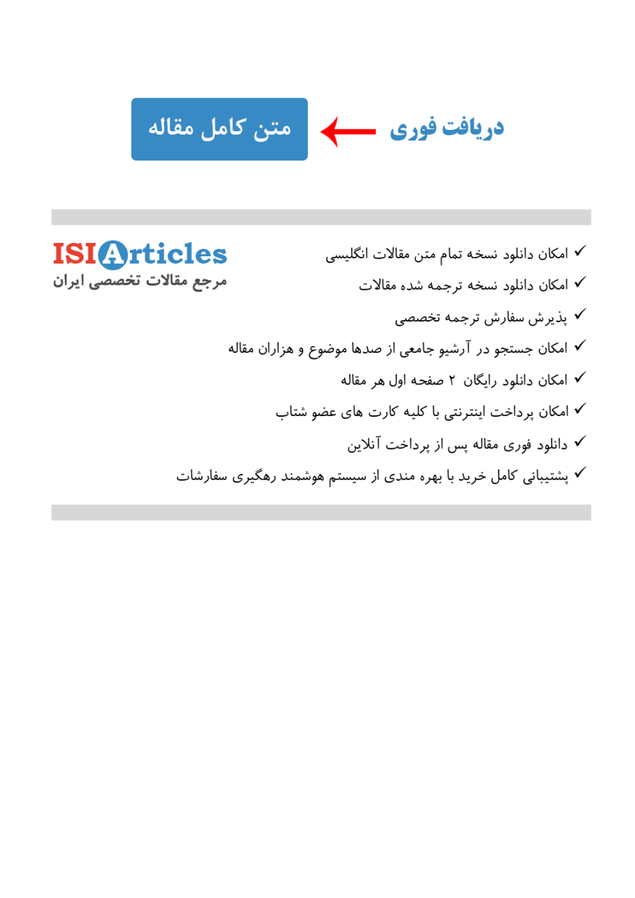دریافت فوری ← متن کامل مقاله

**ISIArticles**
مرجع مقالات تخصصی ایران

- ✓ امکان دانلود نسخه تمام متن مقالات انگلیسی
- ✓ امکان دانلود نسخه ترجمه شده مقالات
- ✓ پذیرش سفارش ترجمه تخصصی
- ✓ امکان جستجو در آرشیو جامعی از صدها موضوع و هزاران مقاله
- ✓ امکان دانلود رایگان ۲ صفحه اول هر مقاله
- ✓ امکان پرداخت اینترنتی با کلیه کارت های عضو شتاب
- ✓ دانلود فوری مقاله پس از پرداخت آنلاین
- ✓ پشتیبانی کامل خرید با بهره مندی از سیستم هوشمند رهگیری سفارشات